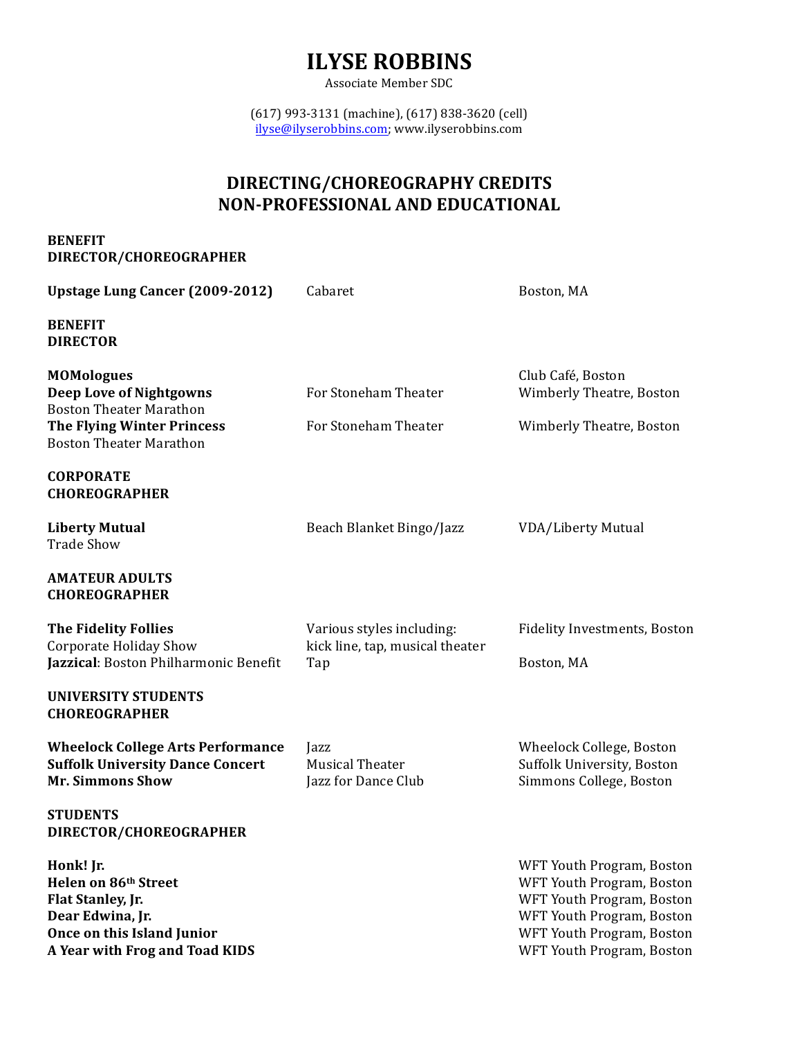# ILYSE ROBBINS

Associate Member SDC

(617) 993-3131 (machine), (617) 838-3620 (cell)
ilyse@ilyserobbins.com; www.ilyserobbins.com

## DIRECTING/CHOREOGRAPHY CREDITS
## NON-PROFESSIONAL AND EDUCATIONAL

**BENEFIT**
**DIRECTOR/CHOREOGRAPHER**

| | | |
|---|---|---|
| **Upstage Lung Cancer (2009-2012)** | Cabaret | Boston, MA |

**BENEFIT**
**DIRECTOR**

| | | |
|---|---|---|
| **MOMologues** | | Club Café, Boston |
| **Deep Love of Nightgowns** Boston Theater Marathon | For Stoneham Theater | Wimberly Theatre, Boston |
| **The Flying Winter Princess** Boston Theater Marathon | For Stoneham Theater | Wimberly Theatre, Boston |

**CORPORATE**
**CHOREOGRAPHER**

| | | |
|---|---|---|
| **Liberty Mutual** Trade Show | Beach Blanket Bingo/Jazz | VDA/Liberty Mutual |

**AMATEUR ADULTS**
**CHOREOGRAPHER**

| | | |
|---|---|---|
| **The Fidelity Follies** Corporate Holiday Show | Various styles including: kick line, tap, musical theater | Fidelity Investments, Boston |
| **Jazzical**: Boston Philharmonic Benefit | Tap | Boston, MA |

**UNIVERSITY STUDENTS**
**CHOREOGRAPHER**

| | | |
|---|---|---|
| **Wheelock College Arts Performance** | Jazz | Wheelock College, Boston |
| **Suffolk University Dance Concert** | Musical Theater | Suffolk University, Boston |
| **Mr. Simmons Show** | Jazz for Dance Club | Simmons College, Boston |

**STUDENTS**
**DIRECTOR/CHOREOGRAPHER**

| | |
|---|---|
| **Honk! Jr.** | WFT Youth Program, Boston |
| **Helen on 86th Street** | WFT Youth Program, Boston |
| **Flat Stanley, Jr.** | WFT Youth Program, Boston |
| **Dear Edwina, Jr.** | WFT Youth Program, Boston |
| **Once on this Island Junior** | WFT Youth Program, Boston |
| **A Year with Frog and Toad KIDS** | WFT Youth Program, Boston |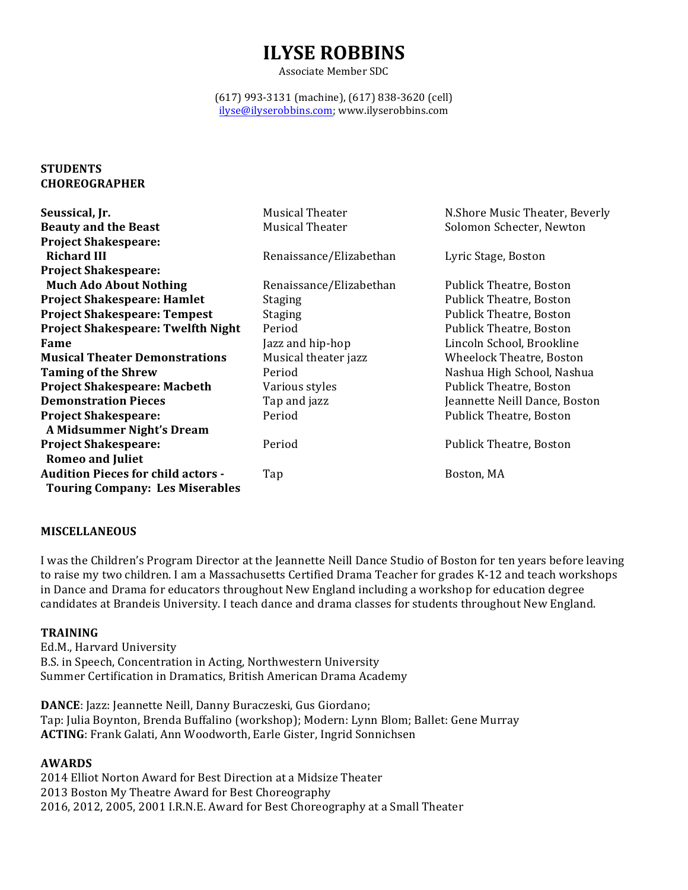# ILYSE ROBBINS

Associate Member SDC

(617) 993-3131 (machine), (617) 838-3620 (cell)
ilyse@ilyserobbins.com; www.ilyserobbins.com

**STUDENTS**
**CHOREOGRAPHER**

| | | |
|---|---|---|
| **Seussical, Jr.** | Musical Theater | N.Shore Music Theater, Beverly |
| **Beauty and the Beast** | Musical Theater | Solomon Schecter, Newton |
| **Project Shakespeare: Richard III** | Renaissance/Elizabethan | Lyric Stage, Boston |
| **Project Shakespeare: Much Ado About Nothing** | Renaissance/Elizabethan | Publick Theatre, Boston |
| **Project Shakespeare: Hamlet** | Staging | Publick Theatre, Boston |
| **Project Shakespeare: Tempest** | Staging | Publick Theatre, Boston |
| **Project Shakespeare: Twelfth Night** | Period | Publick Theatre, Boston |
| **Fame** | Jazz and hip-hop | Lincoln School, Brookline |
| **Musical Theater Demonstrations** | Musical theater jazz | Wheelock Theatre, Boston |
| **Taming of the Shrew** | Period | Nashua High School, Nashua |
| **Project Shakespeare: Macbeth** | Various styles | Publick Theatre, Boston |
| **Demonstration Pieces** | Tap and jazz | Jeannette Neill Dance, Boston |
| **Project Shakespeare: A Midsummer Night's Dream** | Period | Publick Theatre, Boston |
| **Project Shakespeare: Romeo and Juliet** | Period | Publick Theatre, Boston |
| **Audition Pieces for child actors - Touring Company: Les Miserables** | Tap | Boston, MA |

**MISCELLANEOUS**

I was the Children's Program Director at the Jeannette Neill Dance Studio of Boston for ten years before leaving to raise my two children. I am a Massachusetts Certified Drama Teacher for grades K-12 and teach workshops in Dance and Drama for educators throughout New England including a workshop for education degree candidates at Brandeis University. I teach dance and drama classes for students throughout New England.

**TRAINING**
Ed.M., Harvard University
B.S. in Speech, Concentration in Acting, Northwestern University
Summer Certification in Dramatics, British American Drama Academy

**DANCE**: Jazz: Jeannette Neill, Danny Buraczeski, Gus Giordano;
Tap: Julia Boynton, Brenda Buffalino (workshop); Modern: Lynn Blom; Ballet: Gene Murray
**ACTING**: Frank Galati, Ann Woodworth, Earle Gister, Ingrid Sonnichsen

**AWARDS**
2014 Elliot Norton Award for Best Direction at a Midsize Theater
2013 Boston My Theatre Award for Best Choreography
2016, 2012, 2005, 2001 I.R.N.E. Award for Best Choreography at a Small Theater